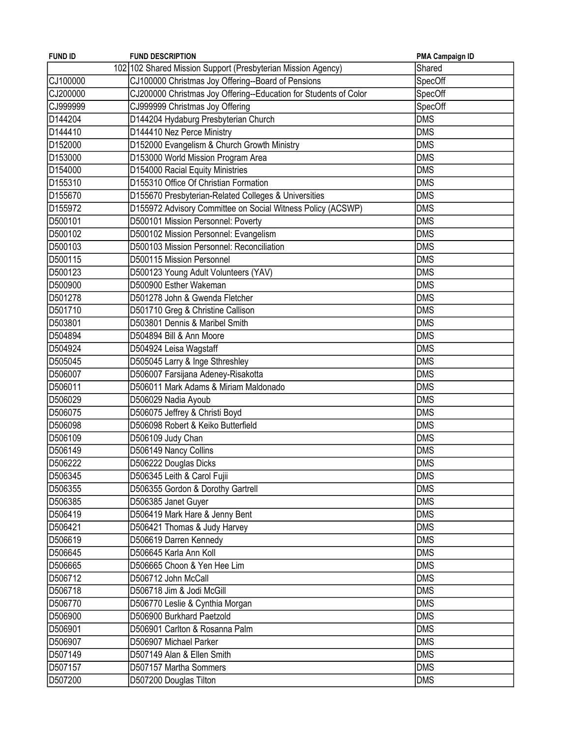| FUND ID | FUND DESCRIPTION | PMA Campaign ID |
|---|---|---|
| 102 | 102 Shared Mission Support (Presbyterian Mission Agency) | Shared |
| CJ100000 | CJ100000 Christmas Joy Offering--Board of Pensions | SpecOff |
| CJ200000 | CJ200000 Christmas Joy Offering--Education for Students of Color | SpecOff |
| CJ999999 | CJ999999 Christmas Joy Offering | SpecOff |
| D144204 | D144204 Hydaburg Presbyterian Church | DMS |
| D144410 | D144410 Nez Perce Ministry | DMS |
| D152000 | D152000 Evangelism & Church Growth Ministry | DMS |
| D153000 | D153000 World Mission Program Area | DMS |
| D154000 | D154000 Racial Equity Ministries | DMS |
| D155310 | D155310 Office Of Christian Formation | DMS |
| D155670 | D155670 Presbyterian-Related Colleges & Universities | DMS |
| D155972 | D155972 Advisory Committee on Social Witness Policy (ACSWP) | DMS |
| D500101 | D500101 Mission Personnel: Poverty | DMS |
| D500102 | D500102 Mission Personnel: Evangelism | DMS |
| D500103 | D500103 Mission Personnel: Reconciliation | DMS |
| D500115 | D500115 Mission Personnel | DMS |
| D500123 | D500123 Young Adult Volunteers (YAV) | DMS |
| D500900 | D500900 Esther Wakeman | DMS |
| D501278 | D501278 John & Gwenda Fletcher | DMS |
| D501710 | D501710 Greg & Christine Callison | DMS |
| D503801 | D503801 Dennis & Maribel Smith | DMS |
| D504894 | D504894 Bill & Ann Moore | DMS |
| D504924 | D504924 Leisa Wagstaff | DMS |
| D505045 | D505045 Larry & Inge Sthreshley | DMS |
| D506007 | D506007 Farsijana Adeney-Risakotta | DMS |
| D506011 | D506011 Mark Adams & Miriam Maldonado | DMS |
| D506029 | D506029 Nadia Ayoub | DMS |
| D506075 | D506075 Jeffrey & Christi Boyd | DMS |
| D506098 | D506098 Robert & Keiko Butterfield | DMS |
| D506109 | D506109 Judy Chan | DMS |
| D506149 | D506149 Nancy Collins | DMS |
| D506222 | D506222 Douglas Dicks | DMS |
| D506345 | D506345 Leith & Carol Fujii | DMS |
| D506355 | D506355 Gordon & Dorothy Gartrell | DMS |
| D506385 | D506385 Janet Guyer | DMS |
| D506419 | D506419 Mark Hare & Jenny Bent | DMS |
| D506421 | D506421 Thomas & Judy Harvey | DMS |
| D506619 | D506619 Darren Kennedy | DMS |
| D506645 | D506645 Karla Ann Koll | DMS |
| D506665 | D506665 Choon & Yen Hee Lim | DMS |
| D506712 | D506712 John McCall | DMS |
| D506718 | D506718 Jim & Jodi McGill | DMS |
| D506770 | D506770 Leslie & Cynthia Morgan | DMS |
| D506900 | D506900 Burkhard Paetzold | DMS |
| D506901 | D506901 Carlton & Rosanna Palm | DMS |
| D506907 | D506907 Michael Parker | DMS |
| D507149 | D507149 Alan & Ellen Smith | DMS |
| D507157 | D507157 Martha Sommers | DMS |
| D507200 | D507200 Douglas Tilton | DMS |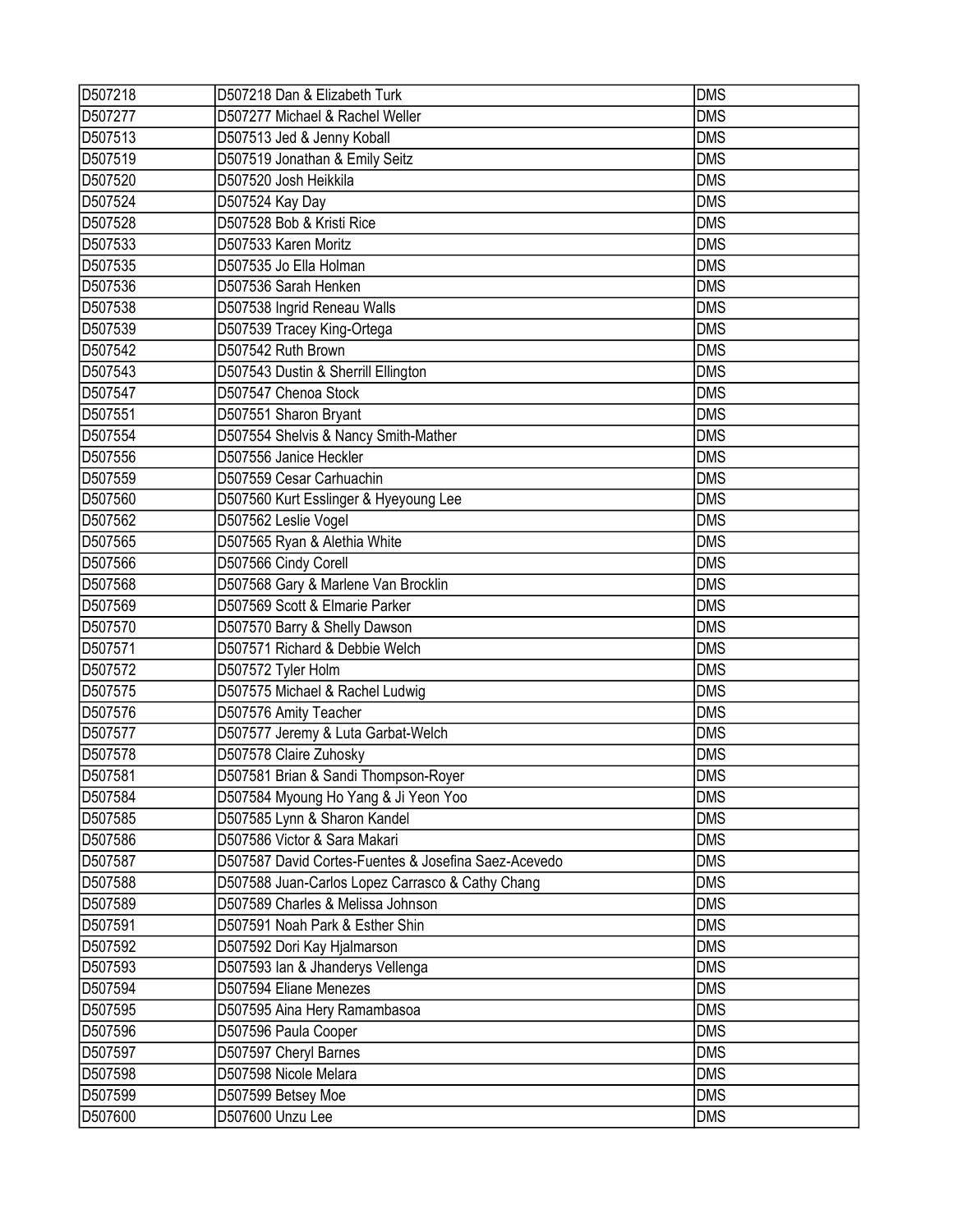| D507218 | D507218 Dan & Elizabeth Turk | DMS |
|---|---|---|
| D507277 | D507277 Michael & Rachel Weller | DMS |
| D507513 | D507513 Jed & Jenny Koball | DMS |
| D507519 | D507519 Jonathan & Emily Seitz | DMS |
| D507520 | D507520 Josh Heikkila | DMS |
| D507524 | D507524 Kay Day | DMS |
| D507528 | D507528 Bob & Kristi Rice | DMS |
| D507533 | D507533 Karen Moritz | DMS |
| D507535 | D507535 Jo Ella Holman | DMS |
| D507536 | D507536 Sarah Henken | DMS |
| D507538 | D507538 Ingrid Reneau Walls | DMS |
| D507539 | D507539 Tracey King-Ortega | DMS |
| D507542 | D507542 Ruth Brown | DMS |
| D507543 | D507543 Dustin & Sherrill Ellington | DMS |
| D507547 | D507547 Chenoa Stock | DMS |
| D507551 | D507551 Sharon Bryant | DMS |
| D507554 | D507554 Shelvis & Nancy Smith-Mather | DMS |
| D507556 | D507556 Janice Heckler | DMS |
| D507559 | D507559 Cesar Carhuachin | DMS |
| D507560 | D507560 Kurt Esslinger & Hyeyoung Lee | DMS |
| D507562 | D507562 Leslie Vogel | DMS |
| D507565 | D507565 Ryan & Alethia White | DMS |
| D507566 | D507566 Cindy Corell | DMS |
| D507568 | D507568 Gary & Marlene Van Brocklin | DMS |
| D507569 | D507569 Scott & Elmarie Parker | DMS |
| D507570 | D507570 Barry & Shelly Dawson | DMS |
| D507571 | D507571 Richard & Debbie Welch | DMS |
| D507572 | D507572 Tyler Holm | DMS |
| D507575 | D507575 Michael & Rachel Ludwig | DMS |
| D507576 | D507576 Amity Teacher | DMS |
| D507577 | D507577 Jeremy & Luta Garbat-Welch | DMS |
| D507578 | D507578 Claire Zuhosky | DMS |
| D507581 | D507581 Brian & Sandi Thompson-Royer | DMS |
| D507584 | D507584 Myoung Ho Yang & Ji Yeon Yoo | DMS |
| D507585 | D507585 Lynn & Sharon Kandel | DMS |
| D507586 | D507586 Victor & Sara Makari | DMS |
| D507587 | D507587 David Cortes-Fuentes & Josefina Saez-Acevedo | DMS |
| D507588 | D507588 Juan-Carlos Lopez Carrasco & Cathy Chang | DMS |
| D507589 | D507589 Charles & Melissa Johnson | DMS |
| D507591 | D507591 Noah Park & Esther Shin | DMS |
| D507592 | D507592 Dori Kay Hjalmarson | DMS |
| D507593 | D507593 Ian & Jhanderys Vellenga | DMS |
| D507594 | D507594 Eliane Menezes | DMS |
| D507595 | D507595 Aina Hery Ramambasoa | DMS |
| D507596 | D507596 Paula Cooper | DMS |
| D507597 | D507597 Cheryl Barnes | DMS |
| D507598 | D507598 Nicole Melara | DMS |
| D507599 | D507599 Betsey Moe | DMS |
| D507600 | D507600 Unzu Lee | DMS |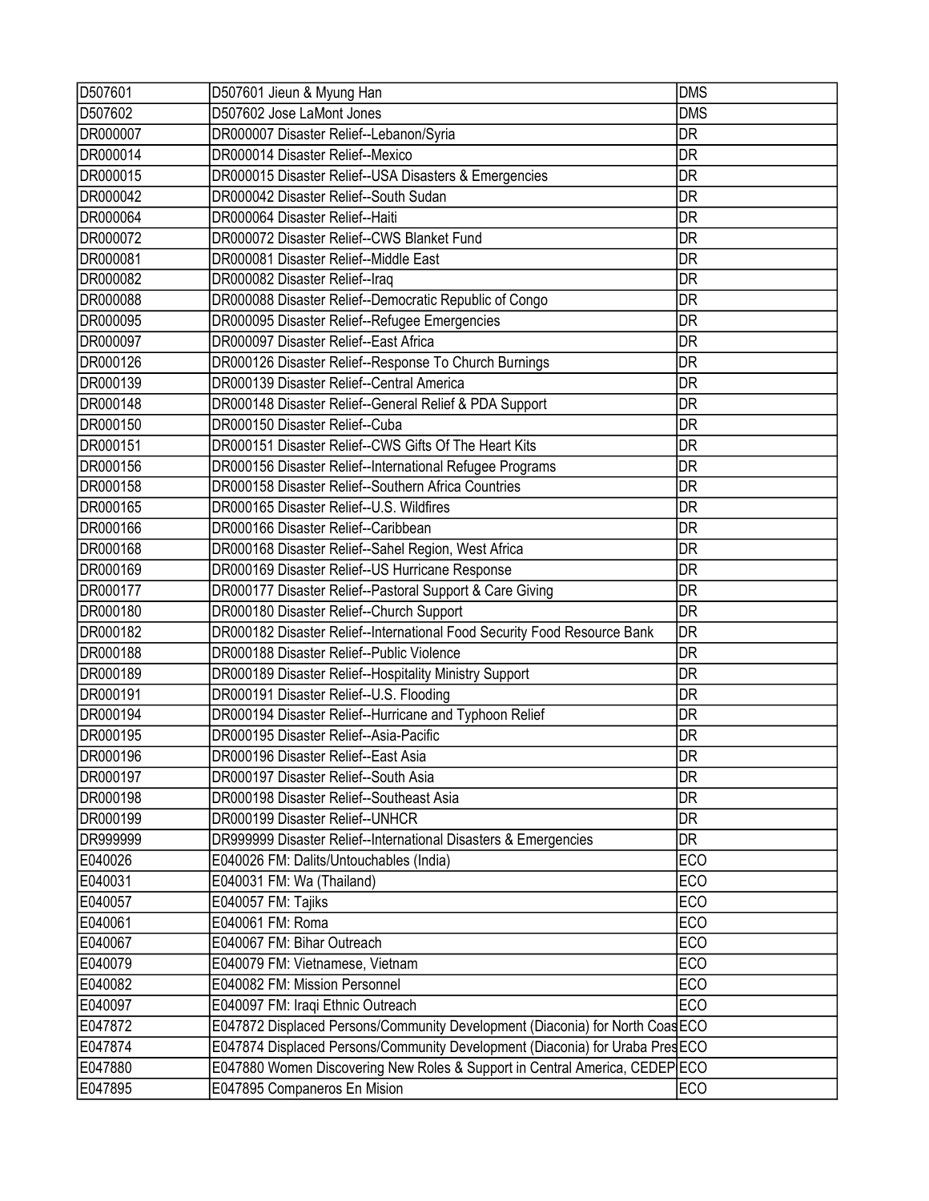| D507601 | D507601 Jieun & Myung Han | DMS |
|---|---|---|
| D507602 | D507602 Jose LaMont Jones | DMS |
| DR000007 | DR000007 Disaster Relief--Lebanon/Syria | DR |
| DR000014 | DR000014 Disaster Relief--Mexico | DR |
| DR000015 | DR000015 Disaster Relief--USA Disasters & Emergencies | DR |
| DR000042 | DR000042 Disaster Relief--South Sudan | DR |
| DR000064 | DR000064 Disaster Relief--Haiti | DR |
| DR000072 | DR000072 Disaster Relief--CWS Blanket Fund | DR |
| DR000081 | DR000081 Disaster Relief--Middle East | DR |
| DR000082 | DR000082 Disaster Relief--Iraq | DR |
| DR000088 | DR000088 Disaster Relief--Democratic Republic of Congo | DR |
| DR000095 | DR000095 Disaster Relief--Refugee Emergencies | DR |
| DR000097 | DR000097 Disaster Relief--East Africa | DR |
| DR000126 | DR000126 Disaster Relief--Response To Church Burnings | DR |
| DR000139 | DR000139 Disaster Relief--Central America | DR |
| DR000148 | DR000148 Disaster Relief--General Relief & PDA Support | DR |
| DR000150 | DR000150 Disaster Relief--Cuba | DR |
| DR000151 | DR000151 Disaster Relief--CWS Gifts Of The Heart Kits | DR |
| DR000156 | DR000156 Disaster Relief--International Refugee Programs | DR |
| DR000158 | DR000158 Disaster Relief--Southern Africa Countries | DR |
| DR000165 | DR000165 Disaster Relief--U.S. Wildfires | DR |
| DR000166 | DR000166 Disaster Relief--Caribbean | DR |
| DR000168 | DR000168 Disaster Relief--Sahel Region, West Africa | DR |
| DR000169 | DR000169 Disaster Relief--US Hurricane Response | DR |
| DR000177 | DR000177 Disaster Relief--Pastoral Support & Care Giving | DR |
| DR000180 | DR000180 Disaster Relief--Church Support | DR |
| DR000182 | DR000182 Disaster Relief--International Food Security Food Resource Bank | DR |
| DR000188 | DR000188 Disaster Relief--Public Violence | DR |
| DR000189 | DR000189 Disaster Relief--Hospitality Ministry Support | DR |
| DR000191 | DR000191 Disaster Relief--U.S. Flooding | DR |
| DR000194 | DR000194 Disaster Relief--Hurricane and Typhoon Relief | DR |
| DR000195 | DR000195 Disaster Relief--Asia-Pacific | DR |
| DR000196 | DR000196 Disaster Relief--East Asia | DR |
| DR000197 | DR000197 Disaster Relief--South Asia | DR |
| DR000198 | DR000198 Disaster Relief--Southeast Asia | DR |
| DR000199 | DR000199 Disaster Relief--UNHCR | DR |
| DR999999 | DR999999 Disaster Relief--International Disasters & Emergencies | DR |
| E040026 | E040026 FM: Dalits/Untouchables (India) | ECO |
| E040031 | E040031 FM: Wa (Thailand) | ECO |
| E040057 | E040057 FM: Tajiks | ECO |
| E040061 | E040061 FM: Roma | ECO |
| E040067 | E040067 FM: Bihar Outreach | ECO |
| E040079 | E040079 FM: Vietnamese, Vietnam | ECO |
| E040082 | E040082 FM: Mission Personnel | ECO |
| E040097 | E040097 FM: Iraqi Ethnic Outreach | ECO |
| E047872 | E047872 Displaced Persons/Community Development (Diaconia) for North Coas | ECO |
| E047874 | E047874 Displaced Persons/Community Development (Diaconia) for Uraba Pres | ECO |
| E047880 | E047880 Women Discovering New Roles & Support in Central America, CEDEP | ECO |
| E047895 | E047895 Companeros En Mision | ECO |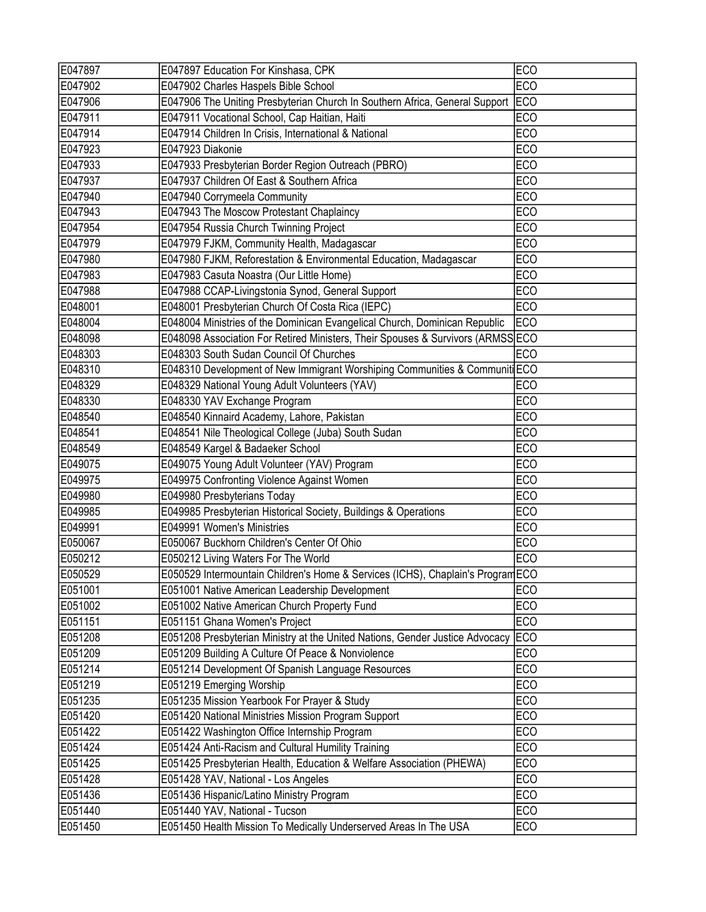| | | |
|---|---|---|
| E047897 | E047897 Education For Kinshasa, CPK | ECO |
| E047902 | E047902 Charles Haspels Bible School | ECO |
| E047906 | E047906 The Uniting Presbyterian Church In Southern Africa, General Support | ECO |
| E047911 | E047911 Vocational School, Cap Haitian, Haiti | ECO |
| E047914 | E047914 Children In Crisis, International & National | ECO |
| E047923 | E047923 Diakonie | ECO |
| E047933 | E047933 Presbyterian Border Region Outreach (PBRO) | ECO |
| E047937 | E047937 Children Of East & Southern Africa | ECO |
| E047940 | E047940 Corrymeela Community | ECO |
| E047943 | E047943 The Moscow Protestant Chaplaincy | ECO |
| E047954 | E047954 Russia Church Twinning Project | ECO |
| E047979 | E047979 FJKM, Community Health, Madagascar | ECO |
| E047980 | E047980 FJKM, Reforestation & Environmental Education, Madagascar | ECO |
| E047983 | E047983 Casuta Noastra (Our Little Home) | ECO |
| E047988 | E047988 CCAP-Livingstonia Synod, General Support | ECO |
| E048001 | E048001 Presbyterian Church Of Costa Rica (IEPC) | ECO |
| E048004 | E048004 Ministries of the Dominican Evangelical Church, Dominican Republic | ECO |
| E048098 | E048098 Association For Retired Ministers, Their Spouses & Survivors (ARMSS | ECO |
| E048303 | E048303 South Sudan Council Of Churches | ECO |
| E048310 | E048310 Development of New Immigrant Worshiping Communities & Communiti | ECO |
| E048329 | E048329 National Young Adult Volunteers (YAV) | ECO |
| E048330 | E048330 YAV Exchange Program | ECO |
| E048540 | E048540 Kinnaird Academy, Lahore, Pakistan | ECO |
| E048541 | E048541 Nile Theological College (Juba) South Sudan | ECO |
| E048549 | E048549 Kargel & Badaeker School | ECO |
| E049075 | E049075 Young Adult Volunteer (YAV) Program | ECO |
| E049975 | E049975 Confronting Violence Against Women | ECO |
| E049980 | E049980 Presbyterians Today | ECO |
| E049985 | E049985 Presbyterian Historical Society, Buildings & Operations | ECO |
| E049991 | E049991 Women's Ministries | ECO |
| E050067 | E050067 Buckhorn Children's Center Of Ohio | ECO |
| E050212 | E050212 Living Waters For The World | ECO |
| E050529 | E050529 Intermountain Children's Home & Services (ICHS), Chaplain's Program | ECO |
| E051001 | E051001 Native American Leadership Development | ECO |
| E051002 | E051002 Native American Church Property Fund | ECO |
| E051151 | E051151 Ghana Women's Project | ECO |
| E051208 | E051208 Presbyterian Ministry at the United Nations, Gender Justice Advocacy | ECO |
| E051209 | E051209 Building A Culture Of Peace & Nonviolence | ECO |
| E051214 | E051214 Development Of Spanish Language Resources | ECO |
| E051219 | E051219 Emerging Worship | ECO |
| E051235 | E051235 Mission Yearbook For Prayer & Study | ECO |
| E051420 | E051420 National Ministries Mission Program Support | ECO |
| E051422 | E051422 Washington Office Internship Program | ECO |
| E051424 | E051424 Anti-Racism and Cultural Humility Training | ECO |
| E051425 | E051425 Presbyterian Health, Education & Welfare Association (PHEWA) | ECO |
| E051428 | E051428 YAV, National - Los Angeles | ECO |
| E051436 | E051436 Hispanic/Latino Ministry Program | ECO |
| E051440 | E051440 YAV, National - Tucson | ECO |
| E051450 | E051450 Health Mission To Medically Underserved Areas In The USA | ECO |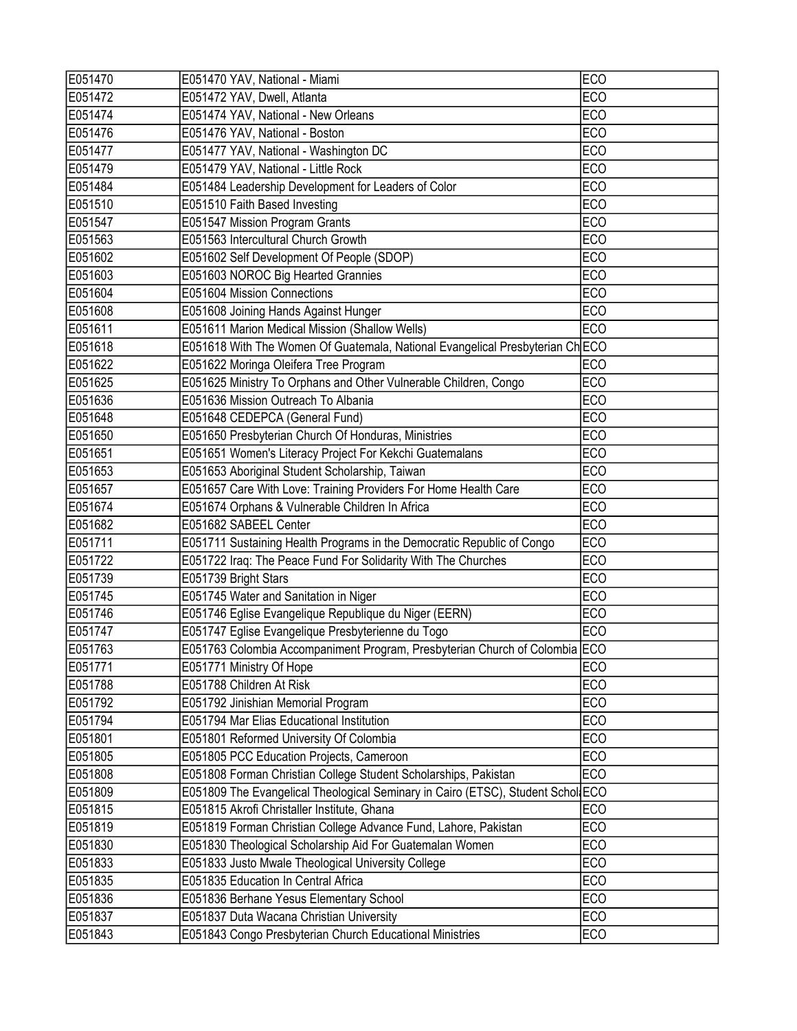| | | |
|---|---|---|
| E051470 | E051470 YAV, National - Miami | ECO |
| E051472 | E051472 YAV, Dwell, Atlanta | ECO |
| E051474 | E051474 YAV, National - New Orleans | ECO |
| E051476 | E051476 YAV, National - Boston | ECO |
| E051477 | E051477 YAV, National - Washington DC | ECO |
| E051479 | E051479 YAV, National - Little Rock | ECO |
| E051484 | E051484 Leadership Development for Leaders of Color | ECO |
| E051510 | E051510 Faith Based Investing | ECO |
| E051547 | E051547 Mission Program Grants | ECO |
| E051563 | E051563 Intercultural Church Growth | ECO |
| E051602 | E051602 Self Development Of People (SDOP) | ECO |
| E051603 | E051603 NOROC Big Hearted Grannies | ECO |
| E051604 | E051604 Mission Connections | ECO |
| E051608 | E051608 Joining Hands Against Hunger | ECO |
| E051611 | E051611 Marion Medical Mission (Shallow Wells) | ECO |
| E051618 | E051618 With The Women Of Guatemala, National Evangelical Presbyterian Ch | ECO |
| E051622 | E051622 Moringa Oleifera Tree Program | ECO |
| E051625 | E051625 Ministry To Orphans and Other Vulnerable Children, Congo | ECO |
| E051636 | E051636 Mission Outreach To Albania | ECO |
| E051648 | E051648 CEDEPCA (General Fund) | ECO |
| E051650 | E051650 Presbyterian Church Of Honduras, Ministries | ECO |
| E051651 | E051651 Women's Literacy Project For Kekchi Guatemalans | ECO |
| E051653 | E051653 Aboriginal Student Scholarship, Taiwan | ECO |
| E051657 | E051657 Care With Love: Training Providers For Home Health Care | ECO |
| E051674 | E051674 Orphans & Vulnerable Children In Africa | ECO |
| E051682 | E051682 SABEEL Center | ECO |
| E051711 | E051711 Sustaining Health Programs in the Democratic Republic of Congo | ECO |
| E051722 | E051722 Iraq: The Peace Fund For Solidarity With The Churches | ECO |
| E051739 | E051739 Bright Stars | ECO |
| E051745 | E051745 Water and Sanitation in Niger | ECO |
| E051746 | E051746 Eglise Evangelique Republique du Niger (EERN) | ECO |
| E051747 | E051747 Eglise Evangelique Presbyterienne du Togo | ECO |
| E051763 | E051763 Colombia Accompaniment Program, Presbyterian Church of Colombia | ECO |
| E051771 | E051771 Ministry Of Hope | ECO |
| E051788 | E051788 Children At Risk | ECO |
| E051792 | E051792 Jinishian Memorial Program | ECO |
| E051794 | E051794 Mar Elias Educational Institution | ECO |
| E051801 | E051801 Reformed University Of Colombia | ECO |
| E051805 | E051805 PCC Education Projects, Cameroon | ECO |
| E051808 | E051808 Forman Christian College Student Scholarships, Pakistan | ECO |
| E051809 | E051809 The Evangelical Theological Seminary in Cairo (ETSC), Student Schol | ECO |
| E051815 | E051815 Akrofi Christaller Institute, Ghana | ECO |
| E051819 | E051819 Forman Christian College Advance Fund, Lahore, Pakistan | ECO |
| E051830 | E051830 Theological Scholarship Aid For Guatemalan Women | ECO |
| E051833 | E051833 Justo Mwale Theological University College | ECO |
| E051835 | E051835 Education In Central Africa | ECO |
| E051836 | E051836 Berhane Yesus Elementary School | ECO |
| E051837 | E051837 Duta Wacana Christian University | ECO |
| E051843 | E051843 Congo Presbyterian Church Educational Ministries | ECO |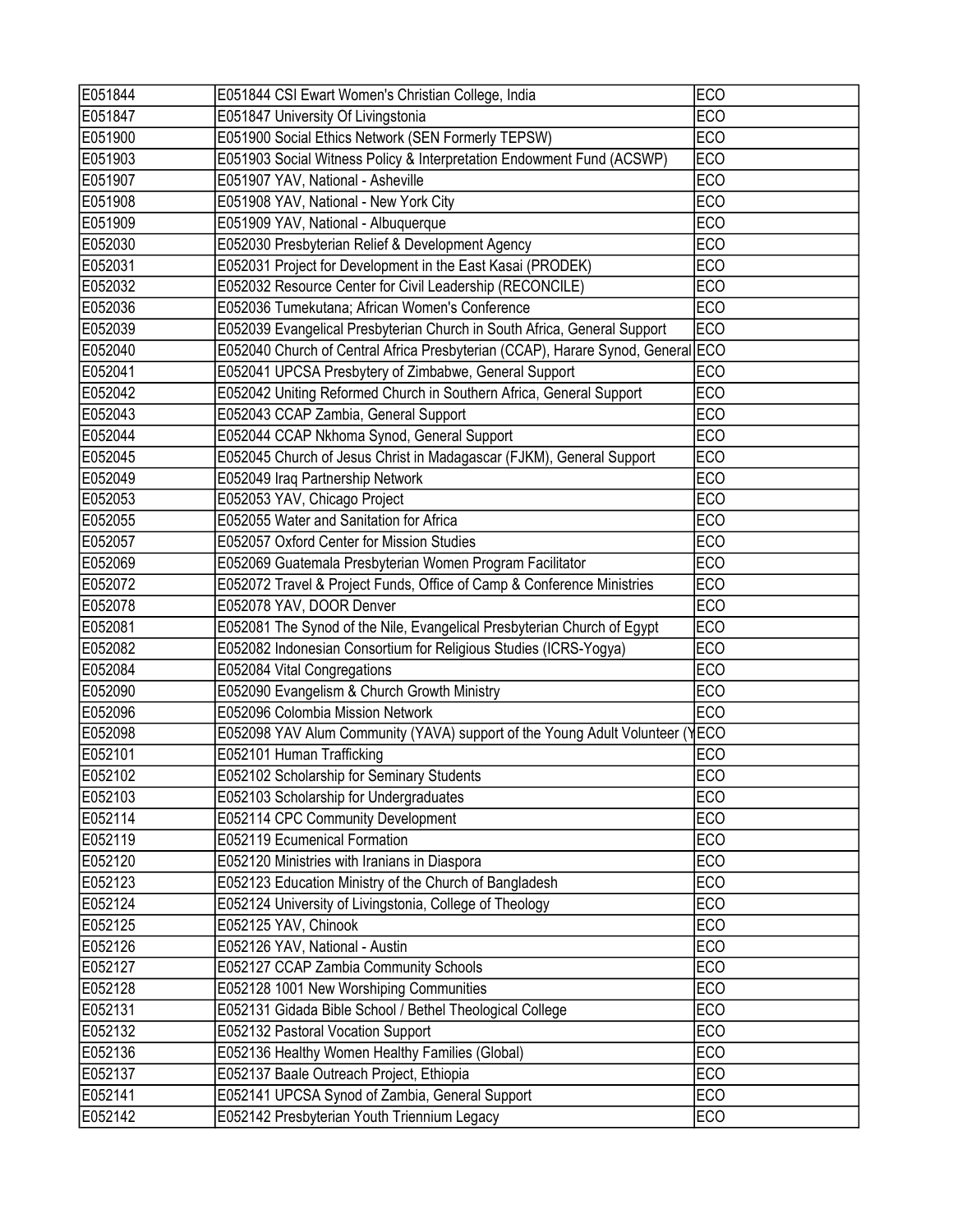| E051844 | E051844 CSI Ewart Women's Christian College, India | ECO |
|---|---|---|
| E051847 | E051847 University Of Livingstonia | ECO |
| E051900 | E051900 Social Ethics Network (SEN Formerly TEPSW) | ECO |
| E051903 | E051903 Social Witness Policy & Interpretation Endowment Fund (ACSWP) | ECO |
| E051907 | E051907 YAV, National - Asheville | ECO |
| E051908 | E051908 YAV, National - New York City | ECO |
| E051909 | E051909 YAV, National - Albuquerque | ECO |
| E052030 | E052030 Presbyterian Relief & Development Agency | ECO |
| E052031 | E052031 Project for Development in the East Kasai (PRODEK) | ECO |
| E052032 | E052032 Resource Center for Civil Leadership (RECONCILE) | ECO |
| E052036 | E052036 Tumekutana; African Women's Conference | ECO |
| E052039 | E052039 Evangelical Presbyterian Church in South Africa, General Support | ECO |
| E052040 | E052040 Church of Central Africa Presbyterian (CCAP), Harare Synod, General | ECO |
| E052041 | E052041 UPCSA Presbytery of Zimbabwe, General Support | ECO |
| E052042 | E052042 Uniting Reformed Church in Southern Africa, General Support | ECO |
| E052043 | E052043 CCAP Zambia, General Support | ECO |
| E052044 | E052044 CCAP Nkhoma Synod, General Support | ECO |
| E052045 | E052045 Church of Jesus Christ in Madagascar (FJKM), General Support | ECO |
| E052049 | E052049 Iraq Partnership Network | ECO |
| E052053 | E052053 YAV, Chicago Project | ECO |
| E052055 | E052055 Water and Sanitation for Africa | ECO |
| E052057 | E052057 Oxford Center for Mission Studies | ECO |
| E052069 | E052069 Guatemala Presbyterian Women Program Facilitator | ECO |
| E052072 | E052072 Travel & Project Funds, Office of Camp & Conference Ministries | ECO |
| E052078 | E052078 YAV, DOOR Denver | ECO |
| E052081 | E052081 The Synod of the Nile, Evangelical Presbyterian Church of Egypt | ECO |
| E052082 | E052082 Indonesian Consortium for Religious Studies (ICRS-Yogya) | ECO |
| E052084 | E052084 Vital Congregations | ECO |
| E052090 | E052090 Evangelism & Church Growth Ministry | ECO |
| E052096 | E052096 Colombia Mission Network | ECO |
| E052098 | E052098 YAV Alum Community (YAVA) support of the Young Adult Volunteer (Y | ECO |
| E052101 | E052101 Human Trafficking | ECO |
| E052102 | E052102 Scholarship for Seminary Students | ECO |
| E052103 | E052103 Scholarship for Undergraduates | ECO |
| E052114 | E052114 CPC Community Development | ECO |
| E052119 | E052119 Ecumenical Formation | ECO |
| E052120 | E052120 Ministries with Iranians in Diaspora | ECO |
| E052123 | E052123 Education Ministry of the Church of Bangladesh | ECO |
| E052124 | E052124 University of Livingstonia, College of Theology | ECO |
| E052125 | E052125 YAV, Chinook | ECO |
| E052126 | E052126 YAV, National - Austin | ECO |
| E052127 | E052127 CCAP Zambia Community Schools | ECO |
| E052128 | E052128 1001 New Worshiping Communities | ECO |
| E052131 | E052131 Gidada Bible School / Bethel Theological College | ECO |
| E052132 | E052132 Pastoral Vocation Support | ECO |
| E052136 | E052136 Healthy Women Healthy Families (Global) | ECO |
| E052137 | E052137 Baale Outreach Project, Ethiopia | ECO |
| E052141 | E052141 UPCSA Synod of Zambia, General Support | ECO |
| E052142 | E052142 Presbyterian Youth Triennium Legacy | ECO |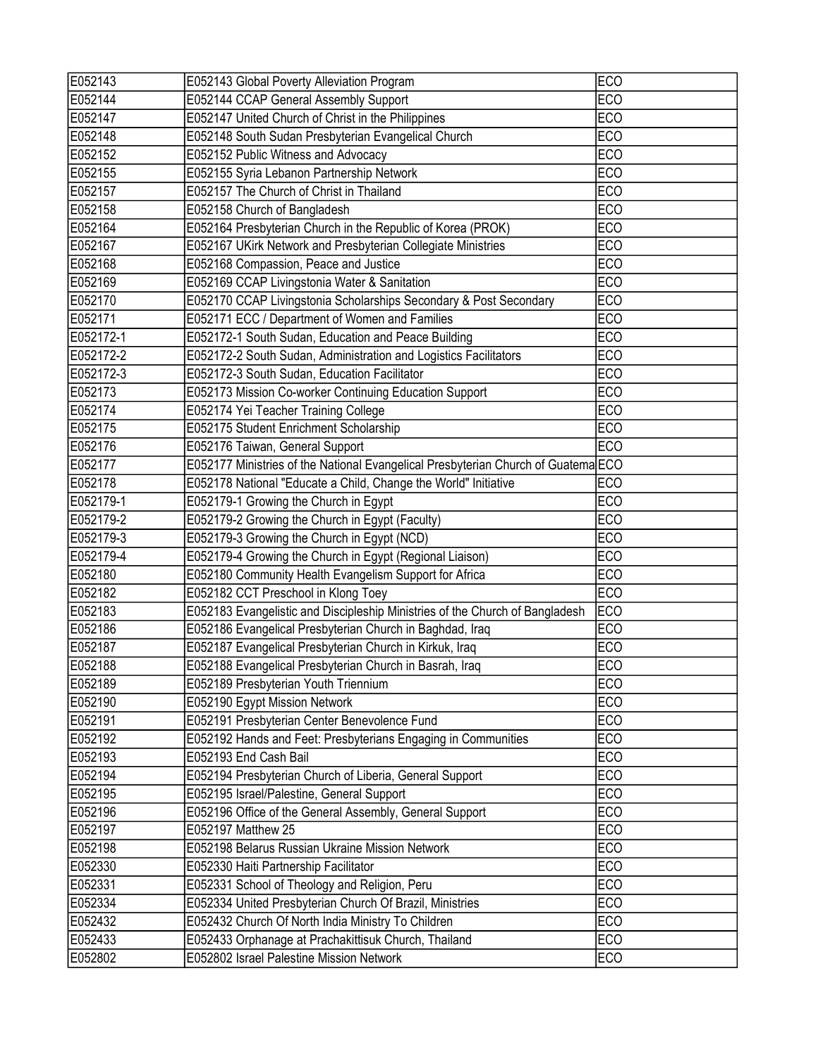| | | |
|---|---|---|
| E052143 | E052143 Global Poverty Alleviation Program | ECO |
| E052144 | E052144 CCAP General Assembly Support | ECO |
| E052147 | E052147 United Church of Christ in the Philippines | ECO |
| E052148 | E052148 South Sudan Presbyterian Evangelical Church | ECO |
| E052152 | E052152 Public Witness and Advocacy | ECO |
| E052155 | E052155 Syria Lebanon Partnership Network | ECO |
| E052157 | E052157 The Church of Christ in Thailand | ECO |
| E052158 | E052158 Church of Bangladesh | ECO |
| E052164 | E052164 Presbyterian Church in the Republic of Korea (PROK) | ECO |
| E052167 | E052167 UKirk Network and Presbyterian Collegiate Ministries | ECO |
| E052168 | E052168 Compassion, Peace and Justice | ECO |
| E052169 | E052169 CCAP Livingstonia Water & Sanitation | ECO |
| E052170 | E052170 CCAP Livingstonia Scholarships Secondary & Post Secondary | ECO |
| E052171 | E052171 ECC / Department of Women and Families | ECO |
| E052172-1 | E052172-1 South Sudan, Education and Peace Building | ECO |
| E052172-2 | E052172-2 South Sudan, Administration and Logistics Facilitators | ECO |
| E052172-3 | E052172-3 South Sudan, Education Facilitator | ECO |
| E052173 | E052173 Mission Co-worker Continuing Education Support | ECO |
| E052174 | E052174 Yei Teacher Training College | ECO |
| E052175 | E052175 Student Enrichment Scholarship | ECO |
| E052176 | E052176 Taiwan, General Support | ECO |
| E052177 | E052177 Ministries of the National Evangelical Presbyterian Church of Guatema | ECO |
| E052178 | E052178 National "Educate a Child, Change the World" Initiative | ECO |
| E052179-1 | E052179-1 Growing the Church in Egypt | ECO |
| E052179-2 | E052179-2 Growing the Church in Egypt (Faculty) | ECO |
| E052179-3 | E052179-3 Growing the Church in Egypt (NCD) | ECO |
| E052179-4 | E052179-4 Growing the Church in Egypt (Regional Liaison) | ECO |
| E052180 | E052180 Community Health Evangelism Support for Africa | ECO |
| E052182 | E052182 CCT Preschool in Klong Toey | ECO |
| E052183 | E052183 Evangelistic and Discipleship Ministries of the Church of Bangladesh | ECO |
| E052186 | E052186 Evangelical Presbyterian Church in Baghdad, Iraq | ECO |
| E052187 | E052187 Evangelical Presbyterian Church in Kirkuk, Iraq | ECO |
| E052188 | E052188 Evangelical Presbyterian Church in Basrah, Iraq | ECO |
| E052189 | E052189 Presbyterian Youth Triennium | ECO |
| E052190 | E052190 Egypt Mission Network | ECO |
| E052191 | E052191 Presbyterian Center Benevolence Fund | ECO |
| E052192 | E052192 Hands and Feet: Presbyterians Engaging in Communities | ECO |
| E052193 | E052193 End Cash Bail | ECO |
| E052194 | E052194 Presbyterian Church of Liberia, General Support | ECO |
| E052195 | E052195 Israel/Palestine, General Support | ECO |
| E052196 | E052196 Office of the General Assembly, General Support | ECO |
| E052197 | E052197 Matthew 25 | ECO |
| E052198 | E052198 Belarus Russian Ukraine Mission Network | ECO |
| E052330 | E052330 Haiti Partnership Facilitator | ECO |
| E052331 | E052331 School of Theology and Religion, Peru | ECO |
| E052334 | E052334 United Presbyterian Church Of Brazil, Ministries | ECO |
| E052432 | E052432 Church Of North India Ministry To Children | ECO |
| E052433 | E052433 Orphanage at Prachakittisuk Church, Thailand | ECO |
| E052802 | E052802 Israel Palestine Mission Network | ECO |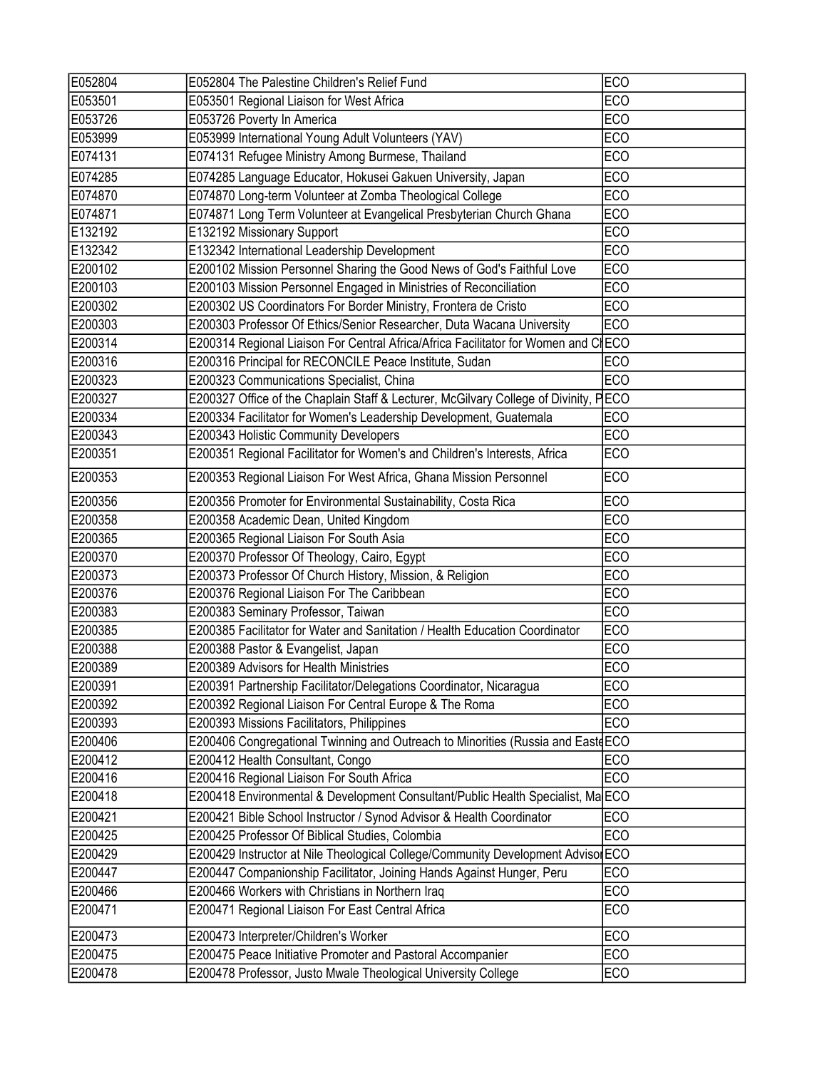| E052804 | E052804 The Palestine Children's Relief Fund | ECO |
|---|---|---|
| E053501 | E053501 Regional Liaison for West Africa | ECO |
| E053726 | E053726 Poverty In America | ECO |
| E053999 | E053999 International Young Adult Volunteers (YAV) | ECO |
| E074131 | E074131 Refugee Ministry Among Burmese, Thailand | ECO |
| E074285 | E074285 Language Educator, Hokusei Gakuen University, Japan | ECO |
| E074870 | E074870 Long-term Volunteer at Zomba Theological College | ECO |
| E074871 | E074871 Long Term Volunteer at Evangelical Presbyterian Church Ghana | ECO |
| E132192 | E132192 Missionary Support | ECO |
| E132342 | E132342 International Leadership Development | ECO |
| E200102 | E200102 Mission Personnel Sharing the Good News of God's Faithful Love | ECO |
| E200103 | E200103 Mission Personnel Engaged in Ministries of Reconciliation | ECO |
| E200302 | E200302 US Coordinators For Border Ministry, Frontera de Cristo | ECO |
| E200303 | E200303 Professor Of Ethics/Senior Researcher, Duta Wacana University | ECO |
| E200314 | E200314 Regional Liaison For Central Africa/Africa Facilitator for Women and Cl | ECO |
| E200316 | E200316 Principal for RECONCILE Peace Institute, Sudan | ECO |
| E200323 | E200323 Communications Specialist, China | ECO |
| E200327 | E200327 Office of the Chaplain Staff & Lecturer, McGilvary College of Divinity, P | ECO |
| E200334 | E200334 Facilitator for Women's Leadership Development, Guatemala | ECO |
| E200343 | E200343 Holistic Community Developers | ECO |
| E200351 | E200351 Regional Facilitator for Women's and Children's Interests, Africa | ECO |
| E200353 | E200353 Regional Liaison For West Africa, Ghana Mission Personnel | ECO |
| E200356 | E200356 Promoter for Environmental Sustainability, Costa Rica | ECO |
| E200358 | E200358 Academic Dean, United Kingdom | ECO |
| E200365 | E200365 Regional Liaison For South Asia | ECO |
| E200370 | E200370 Professor Of Theology, Cairo, Egypt | ECO |
| E200373 | E200373 Professor Of Church History, Mission, & Religion | ECO |
| E200376 | E200376 Regional Liaison For The Caribbean | ECO |
| E200383 | E200383 Seminary Professor, Taiwan | ECO |
| E200385 | E200385 Facilitator for Water and Sanitation / Health Education Coordinator | ECO |
| E200388 | E200388 Pastor & Evangelist, Japan | ECO |
| E200389 | E200389 Advisors for Health Ministries | ECO |
| E200391 | E200391 Partnership Facilitator/Delegations Coordinator, Nicaragua | ECO |
| E200392 | E200392 Regional Liaison For Central Europe & The Roma | ECO |
| E200393 | E200393 Missions Facilitators, Philippines | ECO |
| E200406 | E200406 Congregational Twinning and Outreach to Minorities (Russia and Easte | ECO |
| E200412 | E200412 Health Consultant, Congo | ECO |
| E200416 | E200416 Regional Liaison For South Africa | ECO |
| E200418 | E200418 Environmental & Development Consultant/Public Health Specialist, Ma | ECO |
| E200421 | E200421 Bible School Instructor / Synod Advisor & Health Coordinator | ECO |
| E200425 | E200425 Professor Of Biblical Studies, Colombia | ECO |
| E200429 | E200429 Instructor at Nile Theological College/Community Development Adviso | ECO |
| E200447 | E200447 Companionship Facilitator, Joining Hands Against Hunger, Peru | ECO |
| E200466 | E200466 Workers with Christians in Northern Iraq | ECO |
| E200471 | E200471 Regional Liaison For East Central Africa | ECO |
| E200473 | E200473 Interpreter/Children's Worker | ECO |
| E200475 | E200475 Peace Initiative Promoter and Pastoral Accompanier | ECO |
| E200478 | E200478 Professor, Justo Mwale Theological University College | ECO |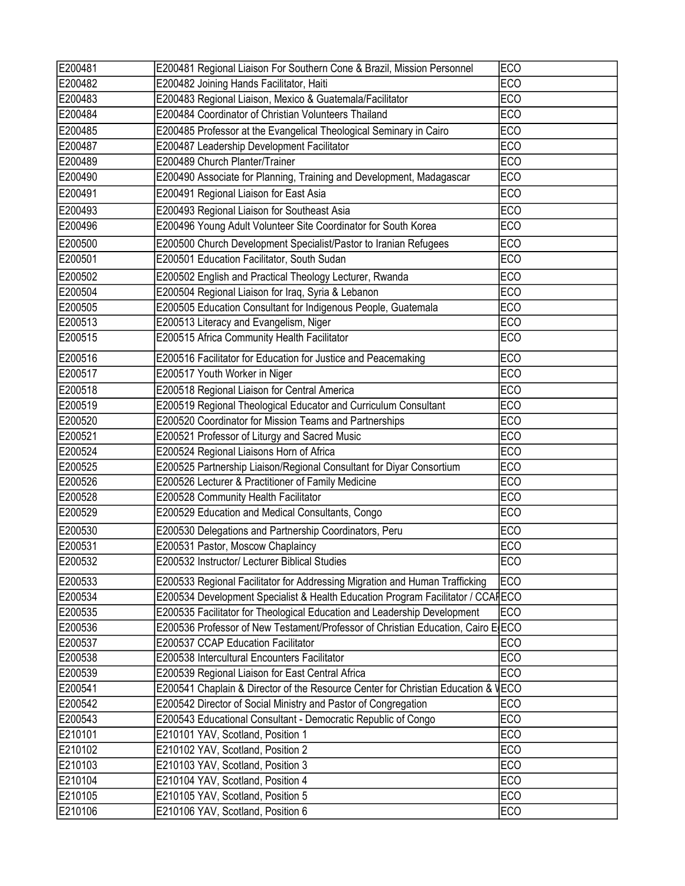| | | |
|---|---|---|
| E200481 | E200481 Regional Liaison For Southern Cone & Brazil, Mission Personnel | ECO |
| E200482 | E200482 Joining Hands Facilitator, Haiti | ECO |
| E200483 | E200483 Regional Liaison, Mexico & Guatemala/Facilitator | ECO |
| E200484 | E200484 Coordinator of Christian Volunteers Thailand | ECO |
| E200485 | E200485 Professor at the Evangelical Theological Seminary in Cairo | ECO |
| E200487 | E200487 Leadership Development Facilitator | ECO |
| E200489 | E200489 Church Planter/Trainer | ECO |
| E200490 | E200490 Associate for Planning, Training and Development, Madagascar | ECO |
| E200491 | E200491 Regional Liaison for East Asia | ECO |
| E200493 | E200493 Regional Liaison for Southeast Asia | ECO |
| E200496 | E200496 Young Adult Volunteer Site Coordinator for South Korea | ECO |
| E200500 | E200500 Church Development Specialist/Pastor to Iranian Refugees | ECO |
| E200501 | E200501 Education Facilitator, South Sudan | ECO |
| E200502 | E200502 English and Practical Theology Lecturer, Rwanda | ECO |
| E200504 | E200504 Regional Liaison for Iraq, Syria & Lebanon | ECO |
| E200505 | E200505 Education Consultant for Indigenous People, Guatemala | ECO |
| E200513 | E200513 Literacy and Evangelism, Niger | ECO |
| E200515 | E200515 Africa Community Health Facilitator | ECO |
| E200516 | E200516 Facilitator for Education for Justice and Peacemaking | ECO |
| E200517 | E200517 Youth Worker in Niger | ECO |
| E200518 | E200518 Regional Liaison for Central America | ECO |
| E200519 | E200519 Regional Theological Educator and Curriculum Consultant | ECO |
| E200520 | E200520 Coordinator for Mission Teams and Partnerships | ECO |
| E200521 | E200521 Professor of Liturgy and Sacred Music | ECO |
| E200524 | E200524 Regional Liaisons Horn of Africa | ECO |
| E200525 | E200525 Partnership Liaison/Regional Consultant for Diyar Consortium | ECO |
| E200526 | E200526 Lecturer & Practitioner of Family Medicine | ECO |
| E200528 | E200528 Community Health Facilitator | ECO |
| E200529 | E200529 Education and Medical Consultants, Congo | ECO |
| E200530 | E200530 Delegations and Partnership Coordinators, Peru | ECO |
| E200531 | E200531 Pastor, Moscow Chaplaincy | ECO |
| E200532 | E200532 Instructor/ Lecturer Biblical Studies | ECO |
| E200533 | E200533 Regional Facilitator for Addressing Migration and Human Trafficking | ECO |
| E200534 | E200534 Development Specialist & Health Education Program Facilitator / CCAP | ECO |
| E200535 | E200535 Facilitator for Theological Education and Leadership Development | ECO |
| E200536 | E200536 Professor of New Testament/Professor of Christian Education, Cairo E | ECO |
| E200537 | E200537 CCAP Education Facilitator | ECO |
| E200538 | E200538 Intercultural Encounters Facilitator | ECO |
| E200539 | E200539 Regional Liaison for East Central Africa | ECO |
| E200541 | E200541 Chaplain & Director of the Resource Center for Christian Education & V | ECO |
| E200542 | E200542 Director of Social Ministry and Pastor of Congregation | ECO |
| E200543 | E200543 Educational Consultant - Democratic Republic of Congo | ECO |
| E210101 | E210101 YAV, Scotland, Position 1 | ECO |
| E210102 | E210102 YAV, Scotland, Position 2 | ECO |
| E210103 | E210103 YAV, Scotland, Position 3 | ECO |
| E210104 | E210104 YAV, Scotland, Position 4 | ECO |
| E210105 | E210105 YAV, Scotland, Position 5 | ECO |
| E210106 | E210106 YAV, Scotland, Position 6 | ECO |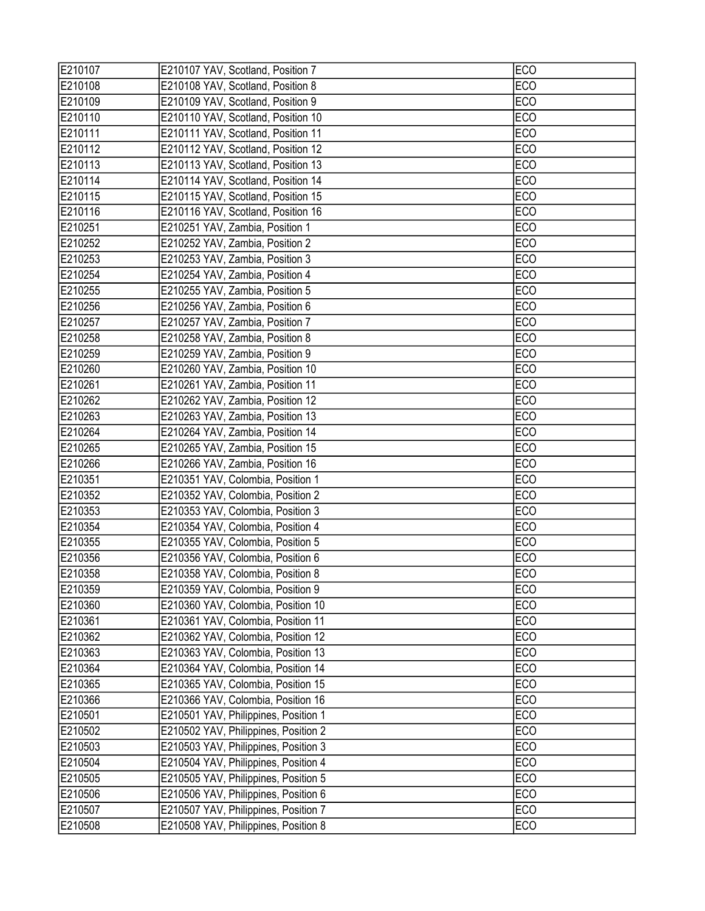| | | |
|---|---|---|
| E210107 | E210107 YAV, Scotland, Position 7 | ECO |
| E210108 | E210108 YAV, Scotland, Position 8 | ECO |
| E210109 | E210109 YAV, Scotland, Position 9 | ECO |
| E210110 | E210110 YAV, Scotland, Position 10 | ECO |
| E210111 | E210111 YAV, Scotland, Position 11 | ECO |
| E210112 | E210112 YAV, Scotland, Position 12 | ECO |
| E210113 | E210113 YAV, Scotland, Position 13 | ECO |
| E210114 | E210114 YAV, Scotland, Position 14 | ECO |
| E210115 | E210115 YAV, Scotland, Position 15 | ECO |
| E210116 | E210116 YAV, Scotland, Position 16 | ECO |
| E210251 | E210251 YAV, Zambia, Position 1 | ECO |
| E210252 | E210252 YAV, Zambia, Position 2 | ECO |
| E210253 | E210253 YAV, Zambia, Position 3 | ECO |
| E210254 | E210254 YAV, Zambia, Position 4 | ECO |
| E210255 | E210255 YAV, Zambia, Position 5 | ECO |
| E210256 | E210256 YAV, Zambia, Position 6 | ECO |
| E210257 | E210257 YAV, Zambia, Position 7 | ECO |
| E210258 | E210258 YAV, Zambia, Position 8 | ECO |
| E210259 | E210259 YAV, Zambia, Position 9 | ECO |
| E210260 | E210260 YAV, Zambia, Position 10 | ECO |
| E210261 | E210261 YAV, Zambia, Position 11 | ECO |
| E210262 | E210262 YAV, Zambia, Position 12 | ECO |
| E210263 | E210263 YAV, Zambia, Position 13 | ECO |
| E210264 | E210264 YAV, Zambia, Position 14 | ECO |
| E210265 | E210265 YAV, Zambia, Position 15 | ECO |
| E210266 | E210266 YAV, Zambia, Position 16 | ECO |
| E210351 | E210351 YAV, Colombia, Position 1 | ECO |
| E210352 | E210352 YAV, Colombia, Position 2 | ECO |
| E210353 | E210353 YAV, Colombia, Position 3 | ECO |
| E210354 | E210354 YAV, Colombia, Position 4 | ECO |
| E210355 | E210355 YAV, Colombia, Position 5 | ECO |
| E210356 | E210356 YAV, Colombia, Position 6 | ECO |
| E210358 | E210358 YAV, Colombia, Position 8 | ECO |
| E210359 | E210359 YAV, Colombia, Position 9 | ECO |
| E210360 | E210360 YAV, Colombia, Position 10 | ECO |
| E210361 | E210361 YAV, Colombia, Position 11 | ECO |
| E210362 | E210362 YAV, Colombia, Position 12 | ECO |
| E210363 | E210363 YAV, Colombia, Position 13 | ECO |
| E210364 | E210364 YAV, Colombia, Position 14 | ECO |
| E210365 | E210365 YAV, Colombia, Position 15 | ECO |
| E210366 | E210366 YAV, Colombia, Position 16 | ECO |
| E210501 | E210501 YAV, Philippines, Position 1 | ECO |
| E210502 | E210502 YAV, Philippines, Position 2 | ECO |
| E210503 | E210503 YAV, Philippines, Position 3 | ECO |
| E210504 | E210504 YAV, Philippines, Position 4 | ECO |
| E210505 | E210505 YAV, Philippines, Position 5 | ECO |
| E210506 | E210506 YAV, Philippines, Position 6 | ECO |
| E210507 | E210507 YAV, Philippines, Position 7 | ECO |
| E210508 | E210508 YAV, Philippines, Position 8 | ECO |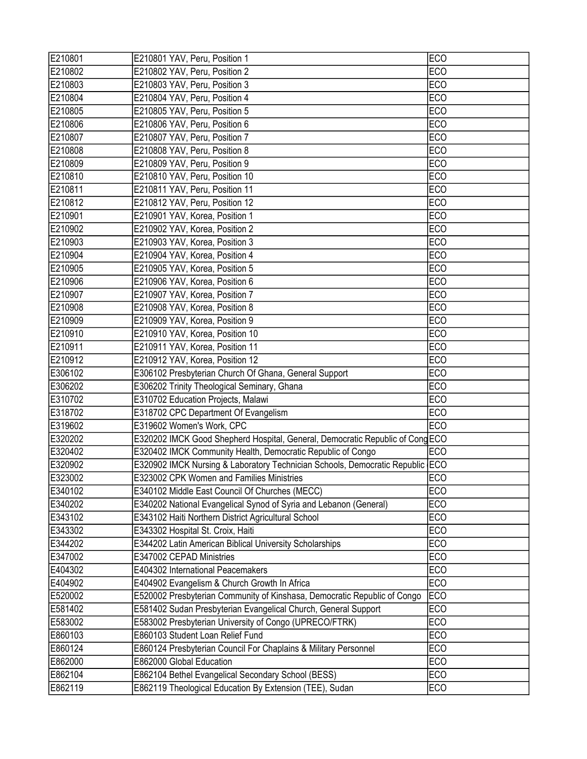| | | |
|---|---|---|
| E210801 | E210801 YAV, Peru, Position 1 | ECO |
| E210802 | E210802 YAV, Peru, Position 2 | ECO |
| E210803 | E210803 YAV, Peru, Position 3 | ECO |
| E210804 | E210804 YAV, Peru, Position 4 | ECO |
| E210805 | E210805 YAV, Peru, Position 5 | ECO |
| E210806 | E210806 YAV, Peru, Position 6 | ECO |
| E210807 | E210807 YAV, Peru, Position 7 | ECO |
| E210808 | E210808 YAV, Peru, Position 8 | ECO |
| E210809 | E210809 YAV, Peru, Position 9 | ECO |
| E210810 | E210810 YAV, Peru, Position 10 | ECO |
| E210811 | E210811 YAV, Peru, Position 11 | ECO |
| E210812 | E210812 YAV, Peru, Position 12 | ECO |
| E210901 | E210901 YAV, Korea, Position 1 | ECO |
| E210902 | E210902 YAV, Korea, Position 2 | ECO |
| E210903 | E210903 YAV, Korea, Position 3 | ECO |
| E210904 | E210904 YAV, Korea, Position 4 | ECO |
| E210905 | E210905 YAV, Korea, Position 5 | ECO |
| E210906 | E210906 YAV, Korea, Position 6 | ECO |
| E210907 | E210907 YAV, Korea, Position 7 | ECO |
| E210908 | E210908 YAV, Korea, Position 8 | ECO |
| E210909 | E210909 YAV, Korea, Position 9 | ECO |
| E210910 | E210910 YAV, Korea, Position 10 | ECO |
| E210911 | E210911 YAV, Korea, Position 11 | ECO |
| E210912 | E210912 YAV, Korea, Position 12 | ECO |
| E306102 | E306102 Presbyterian Church Of Ghana, General Support | ECO |
| E306202 | E306202 Trinity Theological Seminary, Ghana | ECO |
| E310702 | E310702 Education Projects, Malawi | ECO |
| E318702 | E318702 CPC Department Of Evangelism | ECO |
| E319602 | E319602 Women's Work, CPC | ECO |
| E320202 | E320202 IMCK Good Shepherd Hospital, General, Democratic Republic of Cong | ECO |
| E320402 | E320402 IMCK Community Health, Democratic Republic of Congo | ECO |
| E320902 | E320902 IMCK Nursing & Laboratory Technician Schools, Democratic Republic | ECO |
| E323002 | E323002 CPK Women and Families Ministries | ECO |
| E340102 | E340102 Middle East Council Of Churches (MECC) | ECO |
| E340202 | E340202 National Evangelical Synod of Syria and Lebanon (General) | ECO |
| E343102 | E343102 Haiti Northern District Agricultural School | ECO |
| E343302 | E343302 Hospital St. Croix, Haiti | ECO |
| E344202 | E344202 Latin American Biblical University Scholarships | ECO |
| E347002 | E347002 CEPAD Ministries | ECO |
| E404302 | E404302 International Peacemakers | ECO |
| E404902 | E404902 Evangelism & Church Growth In Africa | ECO |
| E520002 | E520002 Presbyterian Community of Kinshasa, Democratic Republic of Congo | ECO |
| E581402 | E581402 Sudan Presbyterian Evangelical Church, General Support | ECO |
| E583002 | E583002 Presbyterian University of Congo (UPRECO/FTRK) | ECO |
| E860103 | E860103 Student Loan Relief Fund | ECO |
| E860124 | E860124 Presbyterian Council For Chaplains & Military Personnel | ECO |
| E862000 | E862000 Global Education | ECO |
| E862104 | E862104 Bethel Evangelical Secondary School (BESS) | ECO |
| E862119 | E862119 Theological Education By Extension (TEE), Sudan | ECO |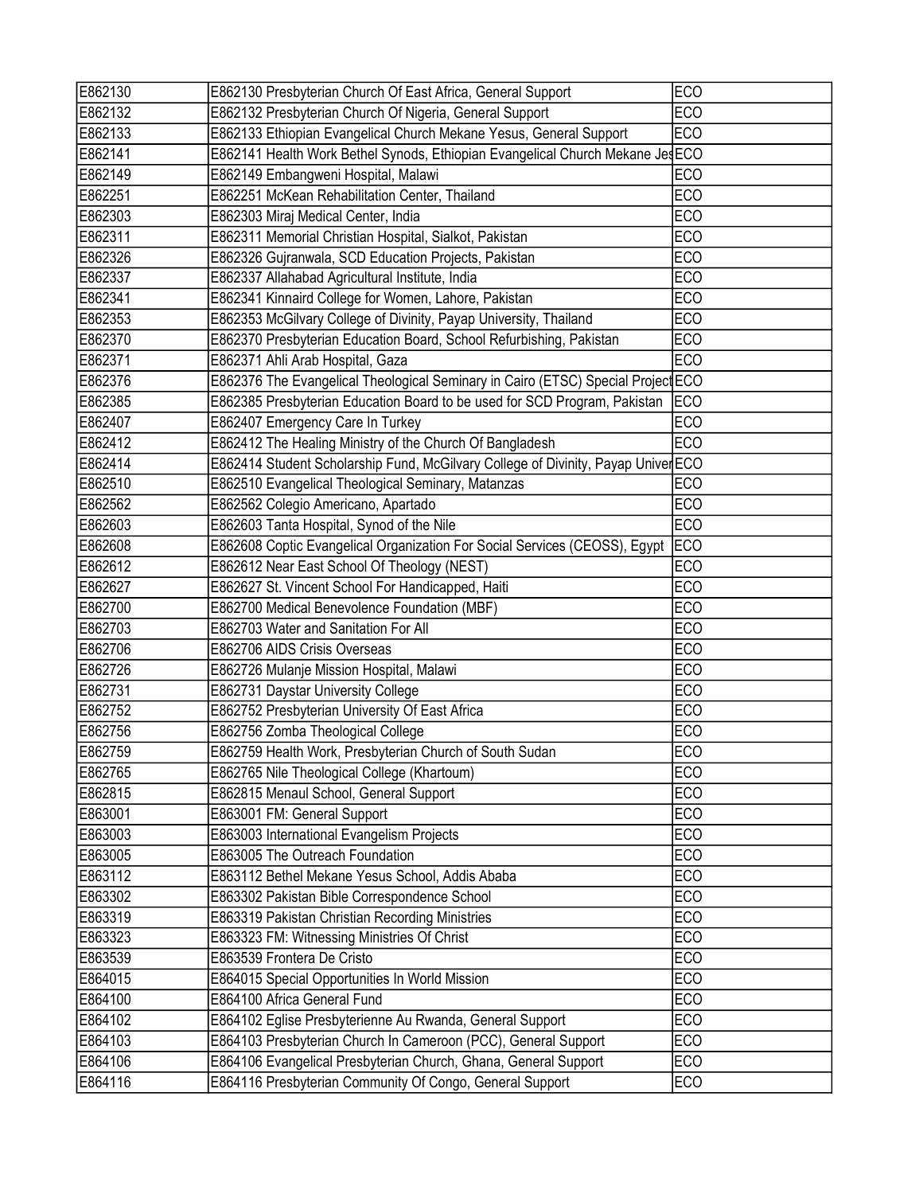| | | |
|---|---|---|
| E862130 | E862130 Presbyterian Church Of East Africa, General Support | ECO |
| E862132 | E862132 Presbyterian Church Of Nigeria, General Support | ECO |
| E862133 | E862133 Ethiopian Evangelical Church Mekane Yesus, General Support | ECO |
| E862141 | E862141 Health Work Bethel Synods, Ethiopian Evangelical Church Mekane Jes | ECO |
| E862149 | E862149 Embangweni Hospital, Malawi | ECO |
| E862251 | E862251 McKean Rehabilitation Center, Thailand | ECO |
| E862303 | E862303 Miraj Medical Center, India | ECO |
| E862311 | E862311 Memorial Christian Hospital, Sialkot, Pakistan | ECO |
| E862326 | E862326 Gujranwala, SCD Education Projects, Pakistan | ECO |
| E862337 | E862337 Allahabad Agricultural Institute, India | ECO |
| E862341 | E862341 Kinnaird College for Women, Lahore, Pakistan | ECO |
| E862353 | E862353 McGilvary College of Divinity, Payap University, Thailand | ECO |
| E862370 | E862370 Presbyterian Education Board, School Refurbishing, Pakistan | ECO |
| E862371 | E862371 Ahli Arab Hospital, Gaza | ECO |
| E862376 | E862376 The Evangelical Theological Seminary in Cairo (ETSC) Special Project | ECO |
| E862385 | E862385 Presbyterian Education Board to be used for SCD Program, Pakistan | ECO |
| E862407 | E862407 Emergency Care In Turkey | ECO |
| E862412 | E862412 The Healing Ministry of the Church Of Bangladesh | ECO |
| E862414 | E862414 Student Scholarship Fund, McGilvary College of Divinity, Payap Univer | ECO |
| E862510 | E862510 Evangelical Theological Seminary, Matanzas | ECO |
| E862562 | E862562 Colegio Americano, Apartado | ECO |
| E862603 | E862603 Tanta Hospital, Synod of the Nile | ECO |
| E862608 | E862608 Coptic Evangelical Organization For Social Services (CEOSS), Egypt | ECO |
| E862612 | E862612 Near East School Of Theology (NEST) | ECO |
| E862627 | E862627 St. Vincent School For Handicapped, Haiti | ECO |
| E862700 | E862700 Medical Benevolence Foundation (MBF) | ECO |
| E862703 | E862703 Water and Sanitation For All | ECO |
| E862706 | E862706 AIDS Crisis Overseas | ECO |
| E862726 | E862726 Mulanje Mission Hospital, Malawi | ECO |
| E862731 | E862731 Daystar University College | ECO |
| E862752 | E862752 Presbyterian University Of East Africa | ECO |
| E862756 | E862756 Zomba Theological College | ECO |
| E862759 | E862759 Health Work, Presbyterian Church of South Sudan | ECO |
| E862765 | E862765 Nile Theological College (Khartoum) | ECO |
| E862815 | E862815 Menaul School, General Support | ECO |
| E863001 | E863001 FM: General Support | ECO |
| E863003 | E863003 International Evangelism Projects | ECO |
| E863005 | E863005 The Outreach Foundation | ECO |
| E863112 | E863112 Bethel Mekane Yesus School, Addis Ababa | ECO |
| E863302 | E863302 Pakistan Bible Correspondence School | ECO |
| E863319 | E863319 Pakistan Christian Recording Ministries | ECO |
| E863323 | E863323 FM: Witnessing Ministries Of Christ | ECO |
| E863539 | E863539 Frontera De Cristo | ECO |
| E864015 | E864015 Special Opportunities In World Mission | ECO |
| E864100 | E864100 Africa General Fund | ECO |
| E864102 | E864102 Eglise Presbyterienne Au Rwanda, General Support | ECO |
| E864103 | E864103 Presbyterian Church In Cameroon (PCC), General Support | ECO |
| E864106 | E864106 Evangelical Presbyterian Church, Ghana, General Support | ECO |
| E864116 | E864116 Presbyterian Community Of Congo, General Support | ECO |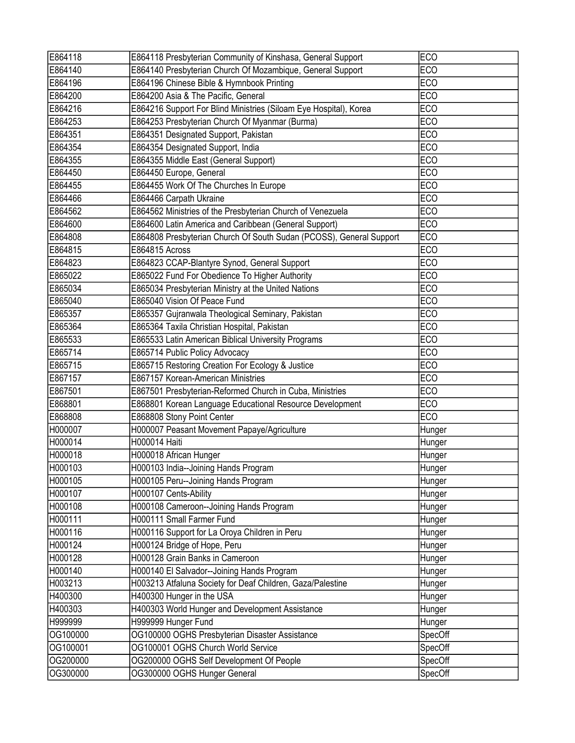| | | |
|---|---|---|
| E864118 | E864118 Presbyterian Community of Kinshasa, General Support | ECO |
| E864140 | E864140 Presbyterian Church Of Mozambique, General Support | ECO |
| E864196 | E864196 Chinese Bible & Hymnbook Printing | ECO |
| E864200 | E864200 Asia & The Pacific, General | ECO |
| E864216 | E864216 Support For Blind Ministries (Siloam Eye Hospital), Korea | ECO |
| E864253 | E864253 Presbyterian Church Of Myanmar (Burma) | ECO |
| E864351 | E864351 Designated Support, Pakistan | ECO |
| E864354 | E864354 Designated Support, India | ECO |
| E864355 | E864355 Middle East (General Support) | ECO |
| E864450 | E864450 Europe, General | ECO |
| E864455 | E864455 Work Of The Churches In Europe | ECO |
| E864466 | E864466 Carpath Ukraine | ECO |
| E864562 | E864562 Ministries of the Presbyterian Church of Venezuela | ECO |
| E864600 | E864600 Latin America and Caribbean (General Support) | ECO |
| E864808 | E864808 Presbyterian Church Of South Sudan (PCOSS), General Support | ECO |
| E864815 | E864815 Across | ECO |
| E864823 | E864823 CCAP-Blantyre Synod, General Support | ECO |
| E865022 | E865022 Fund For Obedience To Higher Authority | ECO |
| E865034 | E865034 Presbyterian Ministry at the United Nations | ECO |
| E865040 | E865040 Vision Of Peace Fund | ECO |
| E865357 | E865357 Gujranwala Theological Seminary, Pakistan | ECO |
| E865364 | E865364 Taxila Christian Hospital, Pakistan | ECO |
| E865533 | E865533 Latin American Biblical University Programs | ECO |
| E865714 | E865714 Public Policy Advocacy | ECO |
| E865715 | E865715 Restoring Creation For Ecology & Justice | ECO |
| E867157 | E867157 Korean-American Ministries | ECO |
| E867501 | E867501 Presbyterian-Reformed Church in Cuba, Ministries | ECO |
| E868801 | E868801 Korean Language Educational Resource Development | ECO |
| E868808 | E868808 Stony Point Center | ECO |
| H000007 | H000007 Peasant Movement Papaye/Agriculture | Hunger |
| H000014 | H000014 Haiti | Hunger |
| H000018 | H000018 African Hunger | Hunger |
| H000103 | H000103 India--Joining Hands Program | Hunger |
| H000105 | H000105 Peru--Joining Hands Program | Hunger |
| H000107 | H000107 Cents-Ability | Hunger |
| H000108 | H000108 Cameroon--Joining Hands Program | Hunger |
| H000111 | H000111 Small Farmer Fund | Hunger |
| H000116 | H000116 Support for La Oroya Children in Peru | Hunger |
| H000124 | H000124 Bridge of Hope, Peru | Hunger |
| H000128 | H000128 Grain Banks in Cameroon | Hunger |
| H000140 | H000140 El Salvador--Joining Hands Program | Hunger |
| H003213 | H003213 Atfaluna Society for Deaf Children, Gaza/Palestine | Hunger |
| H400300 | H400300 Hunger in the USA | Hunger |
| H400303 | H400303 World Hunger and Development Assistance | Hunger |
| H999999 | H999999 Hunger Fund | Hunger |
| OG100000 | OG100000 OGHS Presbyterian Disaster Assistance | SpecOff |
| OG100001 | OG100001 OGHS Church World Service | SpecOff |
| OG200000 | OG200000 OGHS Self Development Of People | SpecOff |
| OG300000 | OG300000 OGHS Hunger General | SpecOff |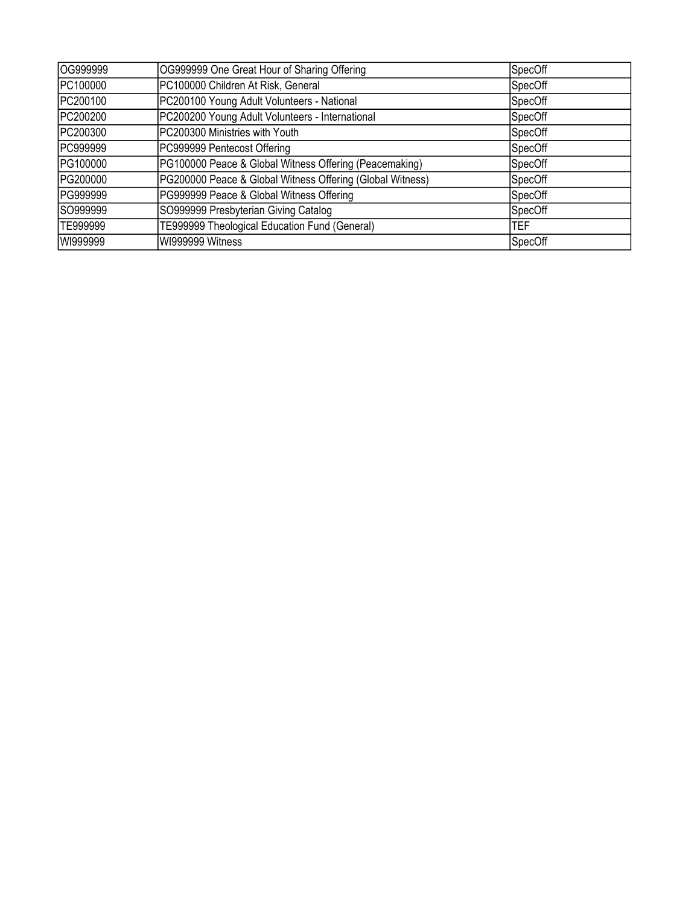| | | |
|---|---|---|
| OG999999 | OG999999 One Great Hour of Sharing Offering | SpecOff |
| PC100000 | PC100000 Children At Risk, General | SpecOff |
| PC200100 | PC200100 Young Adult Volunteers - National | SpecOff |
| PC200200 | PC200200 Young Adult Volunteers - International | SpecOff |
| PC200300 | PC200300 Ministries with Youth | SpecOff |
| PC999999 | PC999999 Pentecost Offering | SpecOff |
| PG100000 | PG100000 Peace & Global Witness Offering (Peacemaking) | SpecOff |
| PG200000 | PG200000 Peace & Global Witness Offering (Global Witness) | SpecOff |
| PG999999 | PG999999 Peace & Global Witness Offering | SpecOff |
| SO999999 | SO999999 Presbyterian Giving Catalog | SpecOff |
| TE999999 | TE999999 Theological Education Fund (General) | TEF |
| WI999999 | WI999999 Witness | SpecOff |